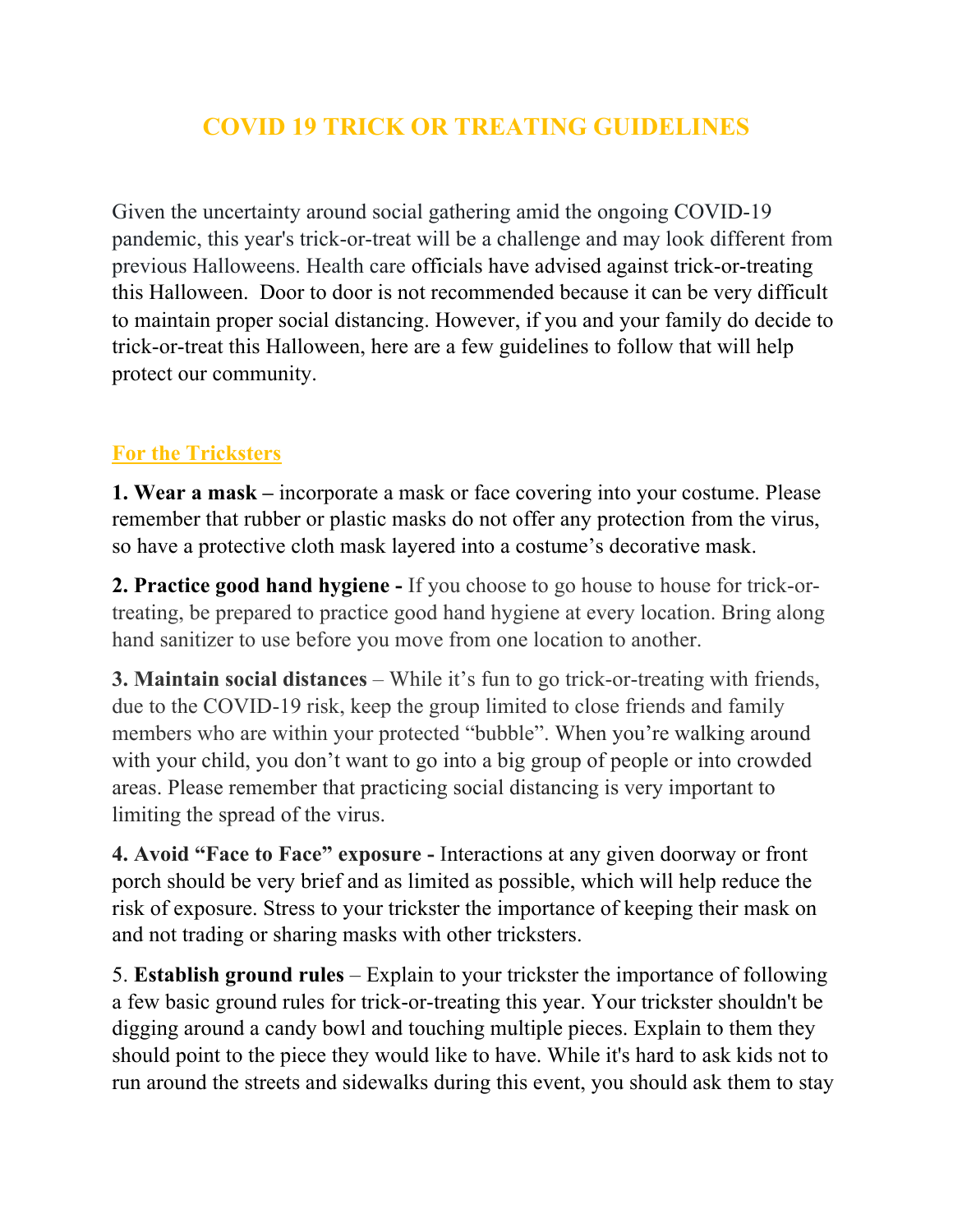# COVID 19 TRICK OR TREATING GUIDELINES

Given the uncertainty around social gathering amid the ongoing COVID-19 pandemic, this year's trick-or-treat will be a challenge and may look different from previous Halloweens. Health care officials have advised against trick-or-treating this Halloween. Door to door is not recommended because it can be very difficult to maintain proper social distancing. However, if you and your family do decide to trick-or-treat this Halloween, here are a few guidelines to follow that will help protect our community.

## For the Tricksters

**1. Wear a mask –** incorporate a mask or face covering into your costume. Please remember that rubber or plastic masks do not offer any protection from the virus, so have a protective cloth mask layered into a costume's decorative mask.

**2. Practice good hand hygiene -** If you choose to go house to house for trick-or-treating, be prepared to practice good hand hygiene at every location. Bring along hand sanitizer to use before you move from one location to another.

**3. Maintain social distances** – While it's fun to go trick-or-treating with friends, due to the COVID-19 risk, keep the group limited to close friends and family members who are within your protected "bubble". When you're walking around with your child, you don't want to go into a big group of people or into crowded areas. Please remember that practicing social distancing is very important to limiting the spread of the virus.

**4. Avoid "Face to Face" exposure -** Interactions at any given doorway or front porch should be very brief and as limited as possible, which will help reduce the risk of exposure. Stress to your trickster the importance of keeping their mask on and not trading or sharing masks with other tricksters.

5. **Establish ground rules** – Explain to your trickster the importance of following a few basic ground rules for trick-or-treating this year. Your trickster shouldn't be digging around a candy bowl and touching multiple pieces. Explain to them they should point to the piece they would like to have. While it's hard to ask kids not to run around the streets and sidewalks during this event, you should ask them to stay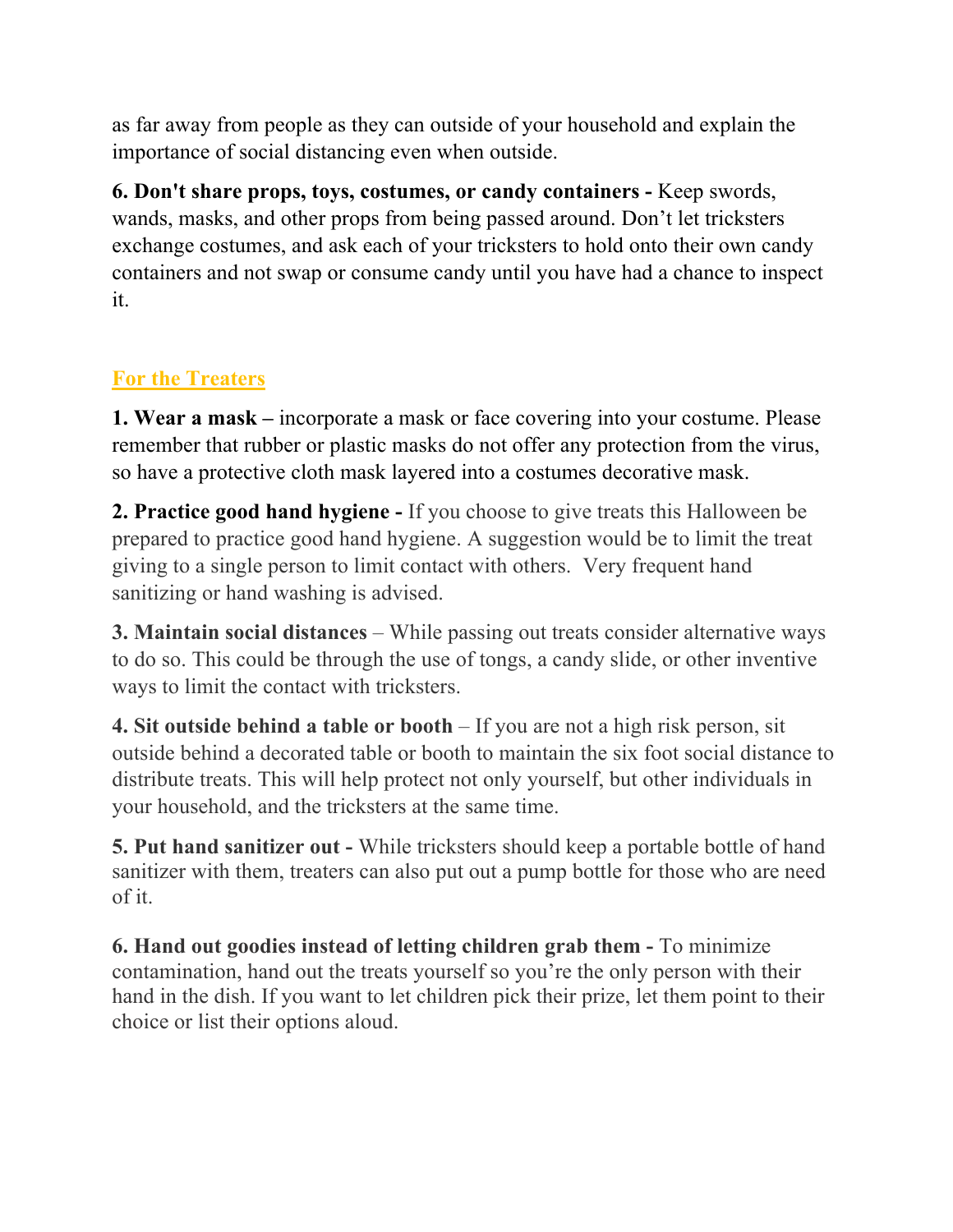as far away from people as they can outside of your household and explain the importance of social distancing even when outside.

**6. Don't share props, toys, costumes, or candy containers -** Keep swords, wands, masks, and other props from being passed around. Don't let tricksters exchange costumes, and ask each of your tricksters to hold onto their own candy containers and not swap or consume candy until you have had a chance to inspect it.

## For the Treaters

**1. Wear a mask –** incorporate a mask or face covering into your costume. Please remember that rubber or plastic masks do not offer any protection from the virus, so have a protective cloth mask layered into a costumes decorative mask.

**2. Practice good hand hygiene -** If you choose to give treats this Halloween be prepared to practice good hand hygiene. A suggestion would be to limit the treat giving to a single person to limit contact with others. Very frequent hand sanitizing or hand washing is advised.

**3. Maintain social distances** – While passing out treats consider alternative ways to do so. This could be through the use of tongs, a candy slide, or other inventive ways to limit the contact with tricksters.

**4. Sit outside behind a table or booth** – If you are not a high risk person, sit outside behind a decorated table or booth to maintain the six foot social distance to distribute treats. This will help protect not only yourself, but other individuals in your household, and the tricksters at the same time.

**5. Put hand sanitizer out -** While tricksters should keep a portable bottle of hand sanitizer with them, treaters can also put out a pump bottle for those who are need of it.

**6. Hand out goodies instead of letting children grab them -** To minimize contamination, hand out the treats yourself so you're the only person with their hand in the dish. If you want to let children pick their prize, let them point to their choice or list their options aloud.